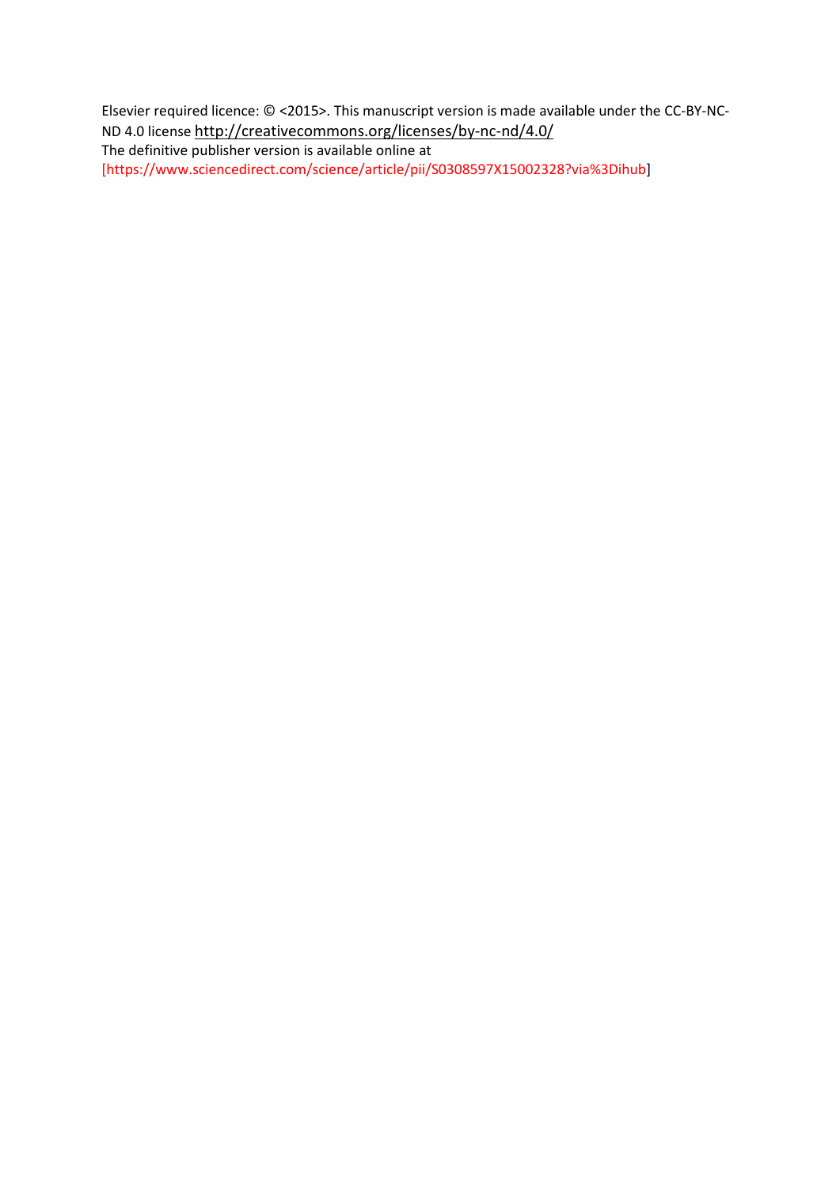Elsevier required licence: © <2015>. This manuscript version is made available under the CC-BY-NC-ND 4.0 license http://creativecommons.org/licenses/by-nc-nd/4.0/
The definitive publisher version is available online at
[https://www.sciencedirect.com/science/article/pii/S0308597X15002328?via%3Dihub]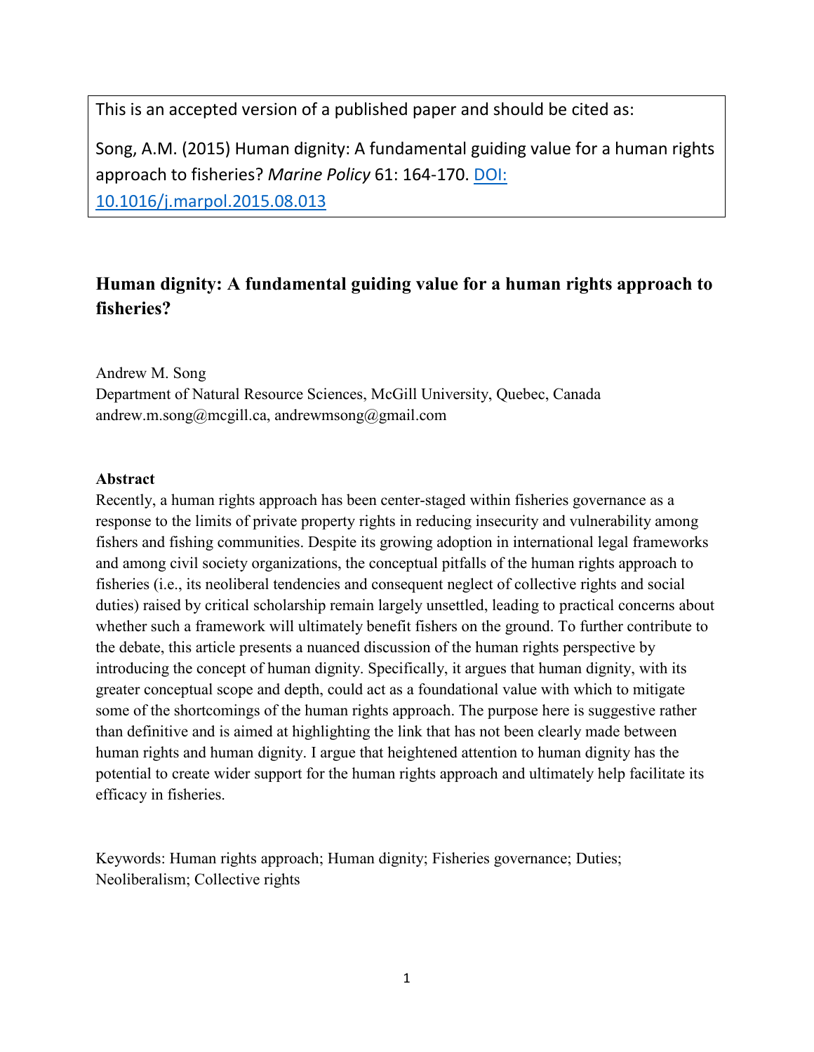This is an accepted version of a published paper and should be cited as:

Song, A.M. (2015) Human dignity: A fundamental guiding value for a human rights approach to fisheries? *Marine Policy* 61: 164-170. [DOI: 10.1016/j.marpol.2015.08.013](https://doi.org/10.1016/j.marpol.2015.08.013)

# Human dignity: A fundamental guiding value for a human rights approach to fisheries?

Andrew M. Song
Department of Natural Resource Sciences, McGill University, Quebec, Canada
andrew.m.song@mcgill.ca, andrewmsong@gmail.com

## Abstract

Recently, a human rights approach has been center-staged within fisheries governance as a response to the limits of private property rights in reducing insecurity and vulnerability among fishers and fishing communities. Despite its growing adoption in international legal frameworks and among civil society organizations, the conceptual pitfalls of the human rights approach to fisheries (i.e., its neoliberal tendencies and consequent neglect of collective rights and social duties) raised by critical scholarship remain largely unsettled, leading to practical concerns about whether such a framework will ultimately benefit fishers on the ground. To further contribute to the debate, this article presents a nuanced discussion of the human rights perspective by introducing the concept of human dignity. Specifically, it argues that human dignity, with its greater conceptual scope and depth, could act as a foundational value with which to mitigate some of the shortcomings of the human rights approach. The purpose here is suggestive rather than definitive and is aimed at highlighting the link that has not been clearly made between human rights and human dignity. I argue that heightened attention to human dignity has the potential to create wider support for the human rights approach and ultimately help facilitate its efficacy in fisheries.

Keywords: Human rights approach; Human dignity; Fisheries governance; Duties; Neoliberalism; Collective rights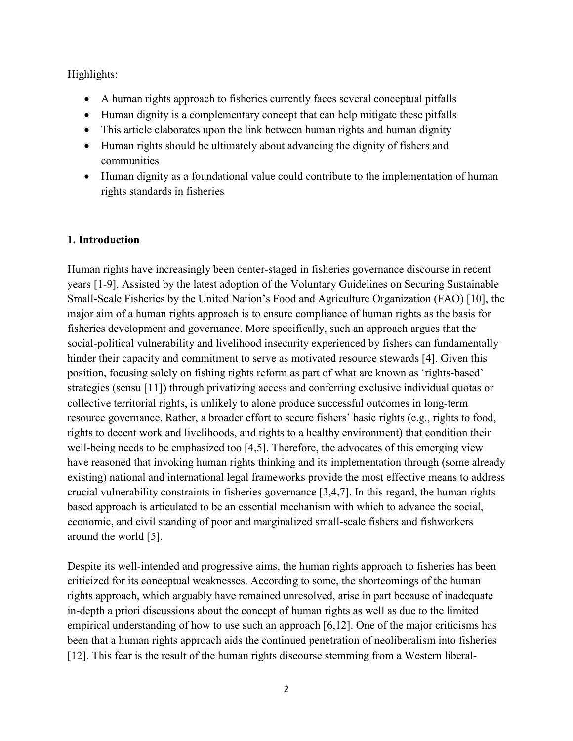Highlights:

- A human rights approach to fisheries currently faces several conceptual pitfalls
- Human dignity is a complementary concept that can help mitigate these pitfalls
- This article elaborates upon the link between human rights and human dignity
- Human rights should be ultimately about advancing the dignity of fishers and communities
- Human dignity as a foundational value could contribute to the implementation of human rights standards in fisheries

## 1. Introduction

Human rights have increasingly been center-staged in fisheries governance discourse in recent years [1-9]. Assisted by the latest adoption of the Voluntary Guidelines on Securing Sustainable Small-Scale Fisheries by the United Nation's Food and Agriculture Organization (FAO) [10], the major aim of a human rights approach is to ensure compliance of human rights as the basis for fisheries development and governance. More specifically, such an approach argues that the social-political vulnerability and livelihood insecurity experienced by fishers can fundamentally hinder their capacity and commitment to serve as motivated resource stewards [4]. Given this position, focusing solely on fishing rights reform as part of what are known as 'rights-based' strategies (sensu [11]) through privatizing access and conferring exclusive individual quotas or collective territorial rights, is unlikely to alone produce successful outcomes in long-term resource governance. Rather, a broader effort to secure fishers' basic rights (e.g., rights to food, rights to decent work and livelihoods, and rights to a healthy environment) that condition their well-being needs to be emphasized too [4,5]. Therefore, the advocates of this emerging view have reasoned that invoking human rights thinking and its implementation through (some already existing) national and international legal frameworks provide the most effective means to address crucial vulnerability constraints in fisheries governance [3,4,7]. In this regard, the human rights based approach is articulated to be an essential mechanism with which to advance the social, economic, and civil standing of poor and marginalized small-scale fishers and fishworkers around the world [5].

Despite its well-intended and progressive aims, the human rights approach to fisheries has been criticized for its conceptual weaknesses. According to some, the shortcomings of the human rights approach, which arguably have remained unresolved, arise in part because of inadequate in-depth a priori discussions about the concept of human rights as well as due to the limited empirical understanding of how to use such an approach [6,12]. One of the major criticisms has been that a human rights approach aids the continued penetration of neoliberalism into fisheries [12]. This fear is the result of the human rights discourse stemming from a Western liberal-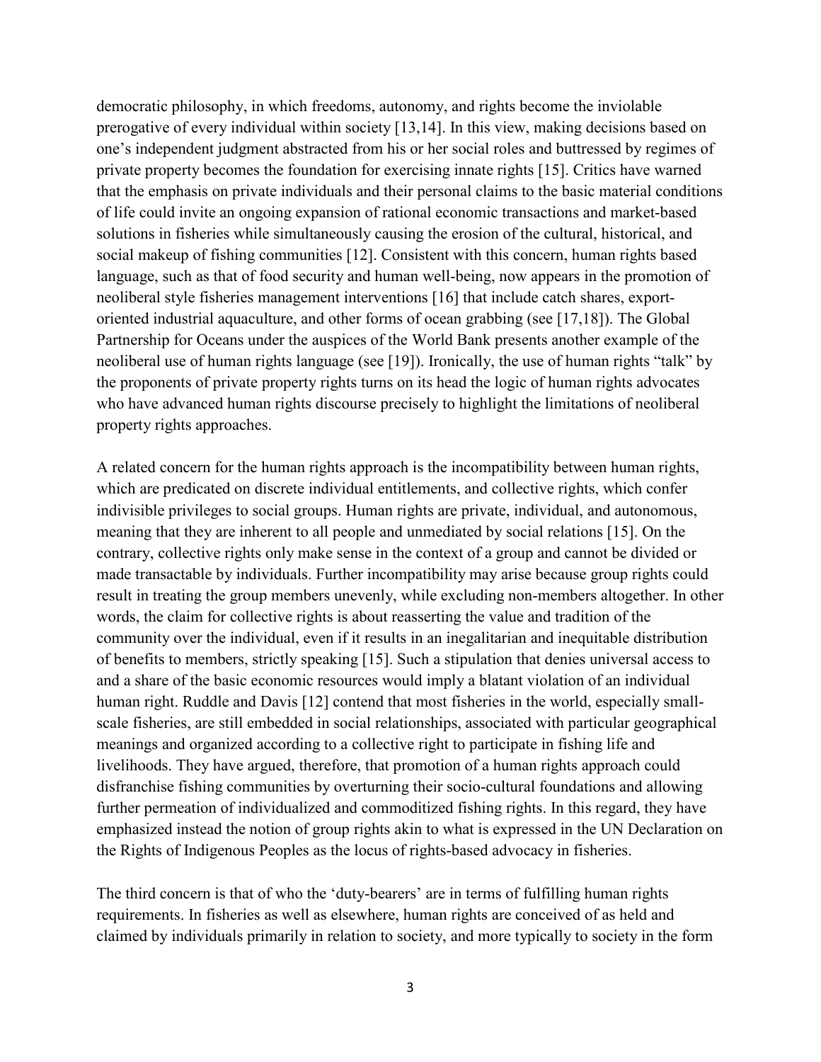democratic philosophy, in which freedoms, autonomy, and rights become the inviolable prerogative of every individual within society [13,14]. In this view, making decisions based on one's independent judgment abstracted from his or her social roles and buttressed by regimes of private property becomes the foundation for exercising innate rights [15]. Critics have warned that the emphasis on private individuals and their personal claims to the basic material conditions of life could invite an ongoing expansion of rational economic transactions and market-based solutions in fisheries while simultaneously causing the erosion of the cultural, historical, and social makeup of fishing communities [12]. Consistent with this concern, human rights based language, such as that of food security and human well-being, now appears in the promotion of neoliberal style fisheries management interventions [16] that include catch shares, export-oriented industrial aquaculture, and other forms of ocean grabbing (see [17,18]). The Global Partnership for Oceans under the auspices of the World Bank presents another example of the neoliberal use of human rights language (see [19]). Ironically, the use of human rights "talk" by the proponents of private property rights turns on its head the logic of human rights advocates who have advanced human rights discourse precisely to highlight the limitations of neoliberal property rights approaches.

A related concern for the human rights approach is the incompatibility between human rights, which are predicated on discrete individual entitlements, and collective rights, which confer indivisible privileges to social groups. Human rights are private, individual, and autonomous, meaning that they are inherent to all people and unmediated by social relations [15]. On the contrary, collective rights only make sense in the context of a group and cannot be divided or made transactable by individuals. Further incompatibility may arise because group rights could result in treating the group members unevenly, while excluding non-members altogether. In other words, the claim for collective rights is about reasserting the value and tradition of the community over the individual, even if it results in an inegalitarian and inequitable distribution of benefits to members, strictly speaking [15]. Such a stipulation that denies universal access to and a share of the basic economic resources would imply a blatant violation of an individual human right. Ruddle and Davis [12] contend that most fisheries in the world, especially small-scale fisheries, are still embedded in social relationships, associated with particular geographical meanings and organized according to a collective right to participate in fishing life and livelihoods. They have argued, therefore, that promotion of a human rights approach could disfranchise fishing communities by overturning their socio-cultural foundations and allowing further permeation of individualized and commoditized fishing rights. In this regard, they have emphasized instead the notion of group rights akin to what is expressed in the UN Declaration on the Rights of Indigenous Peoples as the locus of rights-based advocacy in fisheries.

The third concern is that of who the 'duty-bearers' are in terms of fulfilling human rights requirements. In fisheries as well as elsewhere, human rights are conceived of as held and claimed by individuals primarily in relation to society, and more typically to society in the form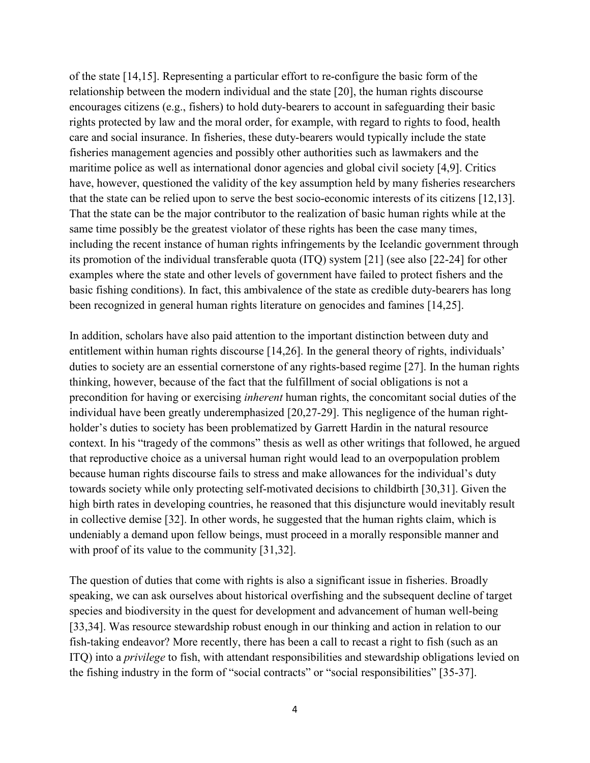of the state [14,15]. Representing a particular effort to re-configure the basic form of the relationship between the modern individual and the state [20], the human rights discourse encourages citizens (e.g., fishers) to hold duty-bearers to account in safeguarding their basic rights protected by law and the moral order, for example, with regard to rights to food, health care and social insurance. In fisheries, these duty-bearers would typically include the state fisheries management agencies and possibly other authorities such as lawmakers and the maritime police as well as international donor agencies and global civil society [4,9]. Critics have, however, questioned the validity of the key assumption held by many fisheries researchers that the state can be relied upon to serve the best socio-economic interests of its citizens [12,13]. That the state can be the major contributor to the realization of basic human rights while at the same time possibly be the greatest violator of these rights has been the case many times, including the recent instance of human rights infringements by the Icelandic government through its promotion of the individual transferable quota (ITQ) system [21] (see also [22-24] for other examples where the state and other levels of government have failed to protect fishers and the basic fishing conditions). In fact, this ambivalence of the state as credible duty-bearers has long been recognized in general human rights literature on genocides and famines [14,25].

In addition, scholars have also paid attention to the important distinction between duty and entitlement within human rights discourse [14,26]. In the general theory of rights, individuals' duties to society are an essential cornerstone of any rights-based regime [27]. In the human rights thinking, however, because of the fact that the fulfillment of social obligations is not a precondition for having or exercising *inherent* human rights, the concomitant social duties of the individual have been greatly underemphasized [20,27-29]. This negligence of the human right-holder's duties to society has been problematized by Garrett Hardin in the natural resource context. In his "tragedy of the commons" thesis as well as other writings that followed, he argued that reproductive choice as a universal human right would lead to an overpopulation problem because human rights discourse fails to stress and make allowances for the individual's duty towards society while only protecting self-motivated decisions to childbirth [30,31]. Given the high birth rates in developing countries, he reasoned that this disjuncture would inevitably result in collective demise [32]. In other words, he suggested that the human rights claim, which is undeniably a demand upon fellow beings, must proceed in a morally responsible manner and with proof of its value to the community [31,32].

The question of duties that come with rights is also a significant issue in fisheries. Broadly speaking, we can ask ourselves about historical overfishing and the subsequent decline of target species and biodiversity in the quest for development and advancement of human well-being [33,34]. Was resource stewardship robust enough in our thinking and action in relation to our fish-taking endeavor? More recently, there has been a call to recast a right to fish (such as an ITQ) into a *privilege* to fish, with attendant responsibilities and stewardship obligations levied on the fishing industry in the form of "social contracts" or "social responsibilities" [35-37].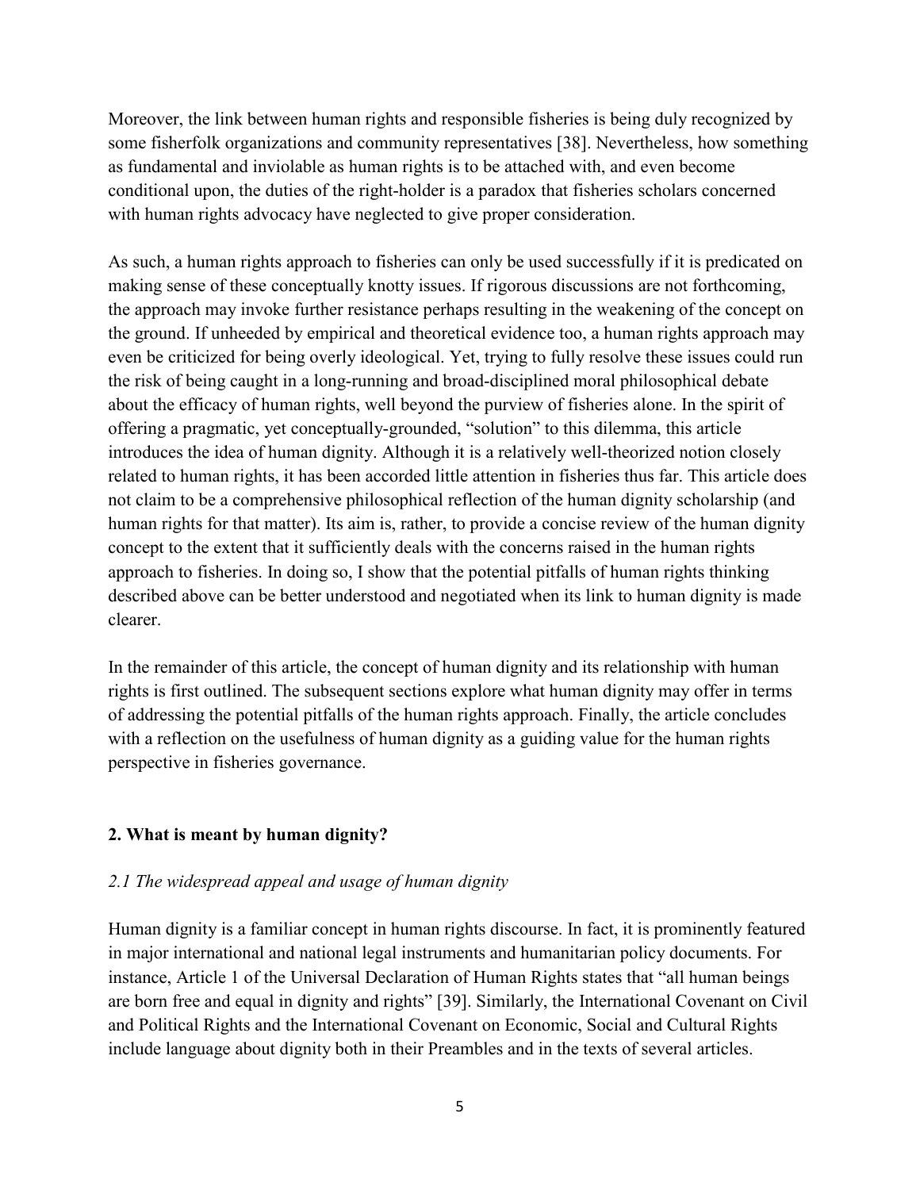Moreover, the link between human rights and responsible fisheries is being duly recognized by some fisherfolk organizations and community representatives [38]. Nevertheless, how something as fundamental and inviolable as human rights is to be attached with, and even become conditional upon, the duties of the right-holder is a paradox that fisheries scholars concerned with human rights advocacy have neglected to give proper consideration.

As such, a human rights approach to fisheries can only be used successfully if it is predicated on making sense of these conceptually knotty issues. If rigorous discussions are not forthcoming, the approach may invoke further resistance perhaps resulting in the weakening of the concept on the ground. If unheeded by empirical and theoretical evidence too, a human rights approach may even be criticized for being overly ideological. Yet, trying to fully resolve these issues could run the risk of being caught in a long-running and broad-disciplined moral philosophical debate about the efficacy of human rights, well beyond the purview of fisheries alone. In the spirit of offering a pragmatic, yet conceptually-grounded, "solution" to this dilemma, this article introduces the idea of human dignity. Although it is a relatively well-theorized notion closely related to human rights, it has been accorded little attention in fisheries thus far. This article does not claim to be a comprehensive philosophical reflection of the human dignity scholarship (and human rights for that matter). Its aim is, rather, to provide a concise review of the human dignity concept to the extent that it sufficiently deals with the concerns raised in the human rights approach to fisheries. In doing so, I show that the potential pitfalls of human rights thinking described above can be better understood and negotiated when its link to human dignity is made clearer.

In the remainder of this article, the concept of human dignity and its relationship with human rights is first outlined. The subsequent sections explore what human dignity may offer in terms of addressing the potential pitfalls of the human rights approach. Finally, the article concludes with a reflection on the usefulness of human dignity as a guiding value for the human rights perspective in fisheries governance.

## 2. What is meant by human dignity?

### *2.1 The widespread appeal and usage of human dignity*

Human dignity is a familiar concept in human rights discourse. In fact, it is prominently featured in major international and national legal instruments and humanitarian policy documents. For instance, Article 1 of the Universal Declaration of Human Rights states that "all human beings are born free and equal in dignity and rights" [39]. Similarly, the International Covenant on Civil and Political Rights and the International Covenant on Economic, Social and Cultural Rights include language about dignity both in their Preambles and in the texts of several articles.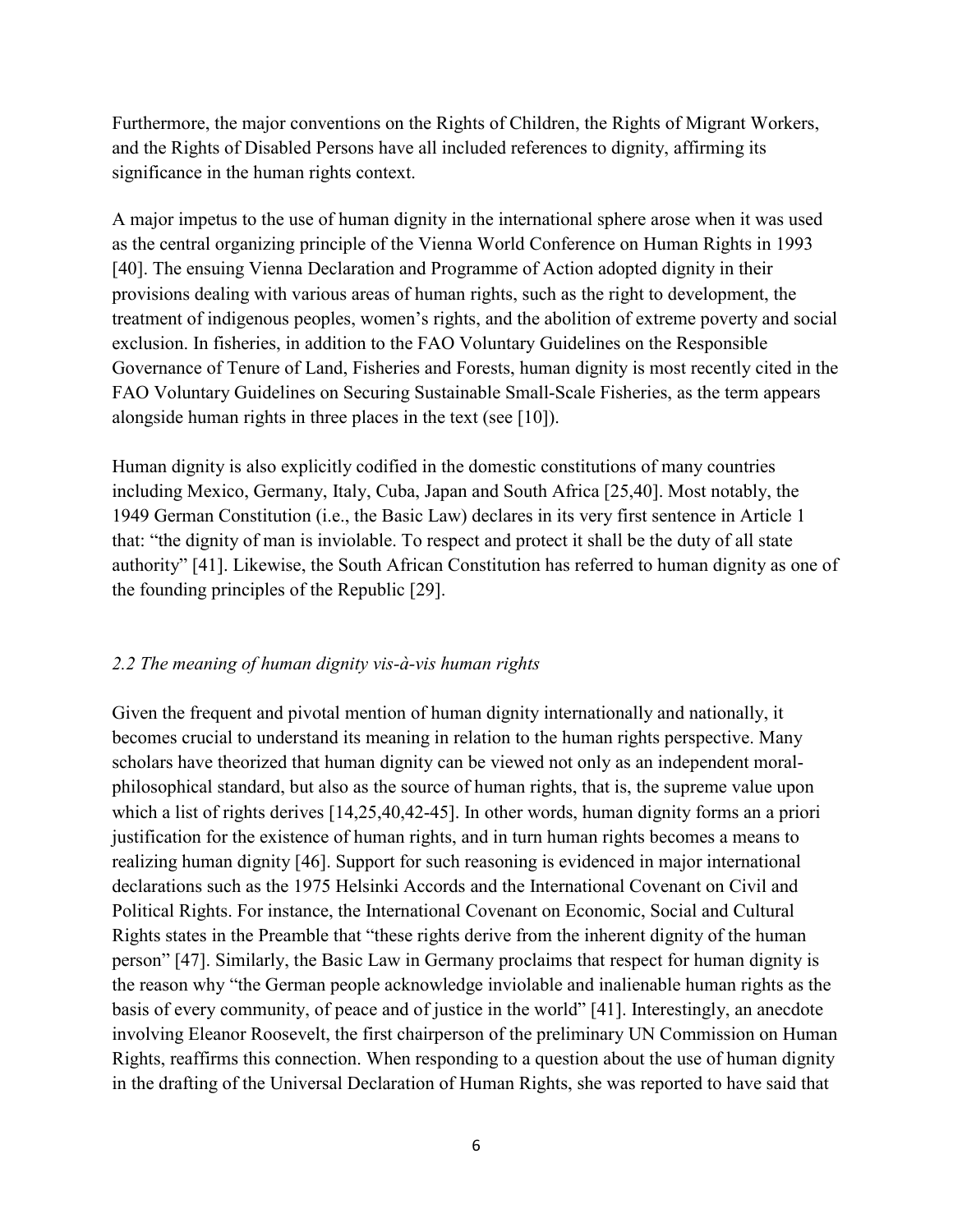Furthermore, the major conventions on the Rights of Children, the Rights of Migrant Workers, and the Rights of Disabled Persons have all included references to dignity, affirming its significance in the human rights context.

A major impetus to the use of human dignity in the international sphere arose when it was used as the central organizing principle of the Vienna World Conference on Human Rights in 1993 [40]. The ensuing Vienna Declaration and Programme of Action adopted dignity in their provisions dealing with various areas of human rights, such as the right to development, the treatment of indigenous peoples, women's rights, and the abolition of extreme poverty and social exclusion. In fisheries, in addition to the FAO Voluntary Guidelines on the Responsible Governance of Tenure of Land, Fisheries and Forests, human dignity is most recently cited in the FAO Voluntary Guidelines on Securing Sustainable Small-Scale Fisheries, as the term appears alongside human rights in three places in the text (see [10]).

Human dignity is also explicitly codified in the domestic constitutions of many countries including Mexico, Germany, Italy, Cuba, Japan and South Africa [25,40]. Most notably, the 1949 German Constitution (i.e., the Basic Law) declares in its very first sentence in Article 1 that: "the dignity of man is inviolable. To respect and protect it shall be the duty of all state authority" [41]. Likewise, the South African Constitution has referred to human dignity as one of the founding principles of the Republic [29].

### *2.2 The meaning of human dignity vis-à-vis human rights*

Given the frequent and pivotal mention of human dignity internationally and nationally, it becomes crucial to understand its meaning in relation to the human rights perspective. Many scholars have theorized that human dignity can be viewed not only as an independent moral-philosophical standard, but also as the source of human rights, that is, the supreme value upon which a list of rights derives [14,25,40,42-45]. In other words, human dignity forms an a priori justification for the existence of human rights, and in turn human rights becomes a means to realizing human dignity [46]. Support for such reasoning is evidenced in major international declarations such as the 1975 Helsinki Accords and the International Covenant on Civil and Political Rights. For instance, the International Covenant on Economic, Social and Cultural Rights states in the Preamble that "these rights derive from the inherent dignity of the human person" [47]. Similarly, the Basic Law in Germany proclaims that respect for human dignity is the reason why "the German people acknowledge inviolable and inalienable human rights as the basis of every community, of peace and of justice in the world" [41]. Interestingly, an anecdote involving Eleanor Roosevelt, the first chairperson of the preliminary UN Commission on Human Rights, reaffirms this connection. When responding to a question about the use of human dignity in the drafting of the Universal Declaration of Human Rights, she was reported to have said that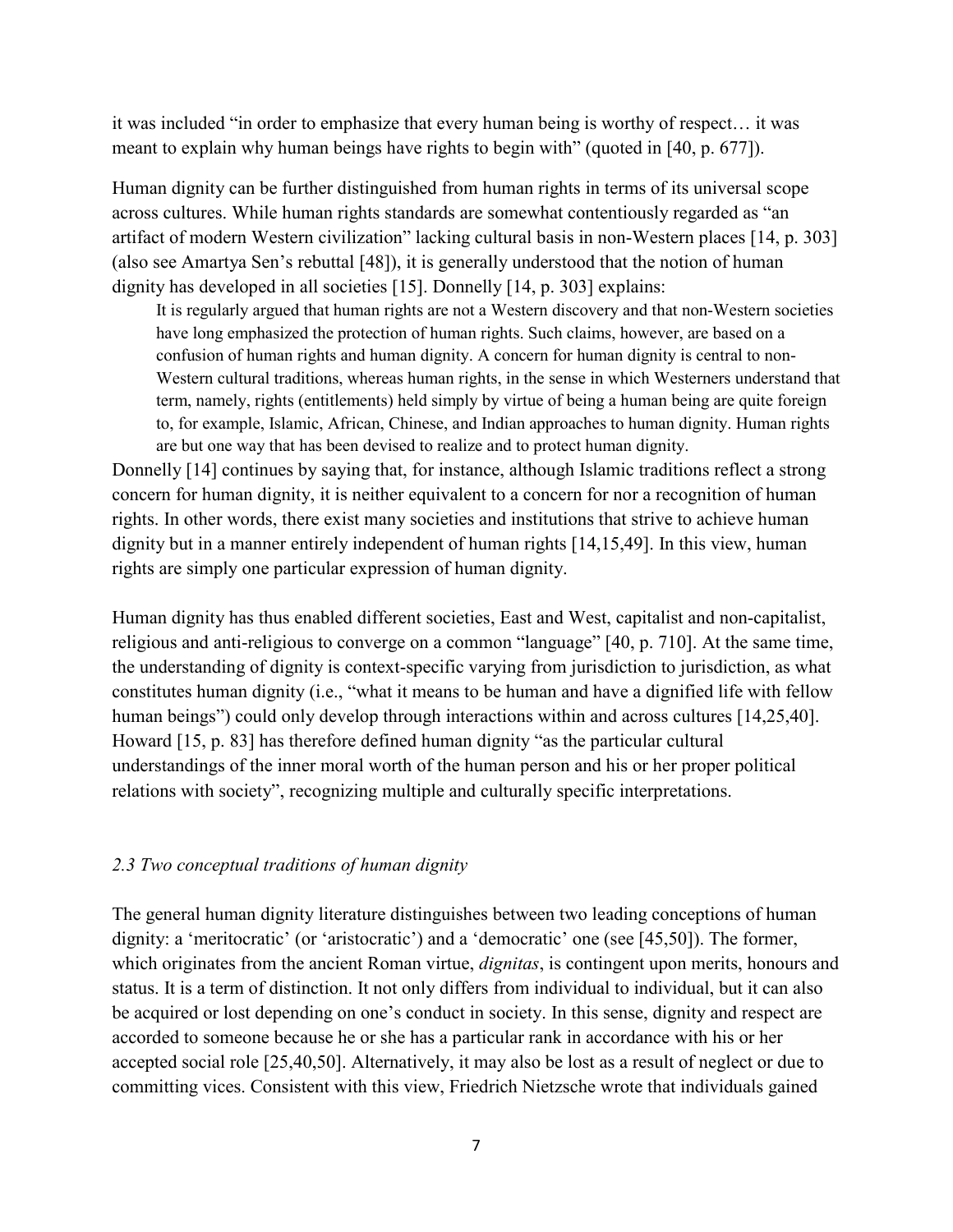it was included "in order to emphasize that every human being is worthy of respect… it was meant to explain why human beings have rights to begin with" (quoted in [40, p. 677]).

Human dignity can be further distinguished from human rights in terms of its universal scope across cultures. While human rights standards are somewhat contentiously regarded as "an artifact of modern Western civilization" lacking cultural basis in non-Western places [14, p. 303] (also see Amartya Sen's rebuttal [48]), it is generally understood that the notion of human dignity has developed in all societies [15]. Donnelly [14, p. 303] explains:

> It is regularly argued that human rights are not a Western discovery and that non-Western societies have long emphasized the protection of human rights. Such claims, however, are based on a confusion of human rights and human dignity. A concern for human dignity is central to non-Western cultural traditions, whereas human rights, in the sense in which Westerners understand that term, namely, rights (entitlements) held simply by virtue of being a human being are quite foreign to, for example, Islamic, African, Chinese, and Indian approaches to human dignity. Human rights are but one way that has been devised to realize and to protect human dignity.

Donnelly [14] continues by saying that, for instance, although Islamic traditions reflect a strong concern for human dignity, it is neither equivalent to a concern for nor a recognition of human rights. In other words, there exist many societies and institutions that strive to achieve human dignity but in a manner entirely independent of human rights [14,15,49]. In this view, human rights are simply one particular expression of human dignity.

Human dignity has thus enabled different societies, East and West, capitalist and non-capitalist, religious and anti-religious to converge on a common "language" [40, p. 710]. At the same time, the understanding of dignity is context-specific varying from jurisdiction to jurisdiction, as what constitutes human dignity (i.e., "what it means to be human and have a dignified life with fellow human beings") could only develop through interactions within and across cultures [14,25,40]. Howard [15, p. 83] has therefore defined human dignity "as the particular cultural understandings of the inner moral worth of the human person and his or her proper political relations with society", recognizing multiple and culturally specific interpretations.

### *2.3 Two conceptual traditions of human dignity*

The general human dignity literature distinguishes between two leading conceptions of human dignity: a 'meritocratic' (or 'aristocratic') and a 'democratic' one (see [45,50]). The former, which originates from the ancient Roman virtue, *dignitas*, is contingent upon merits, honours and status. It is a term of distinction. It not only differs from individual to individual, but it can also be acquired or lost depending on one's conduct in society. In this sense, dignity and respect are accorded to someone because he or she has a particular rank in accordance with his or her accepted social role [25,40,50]. Alternatively, it may also be lost as a result of neglect or due to committing vices. Consistent with this view, Friedrich Nietzsche wrote that individuals gained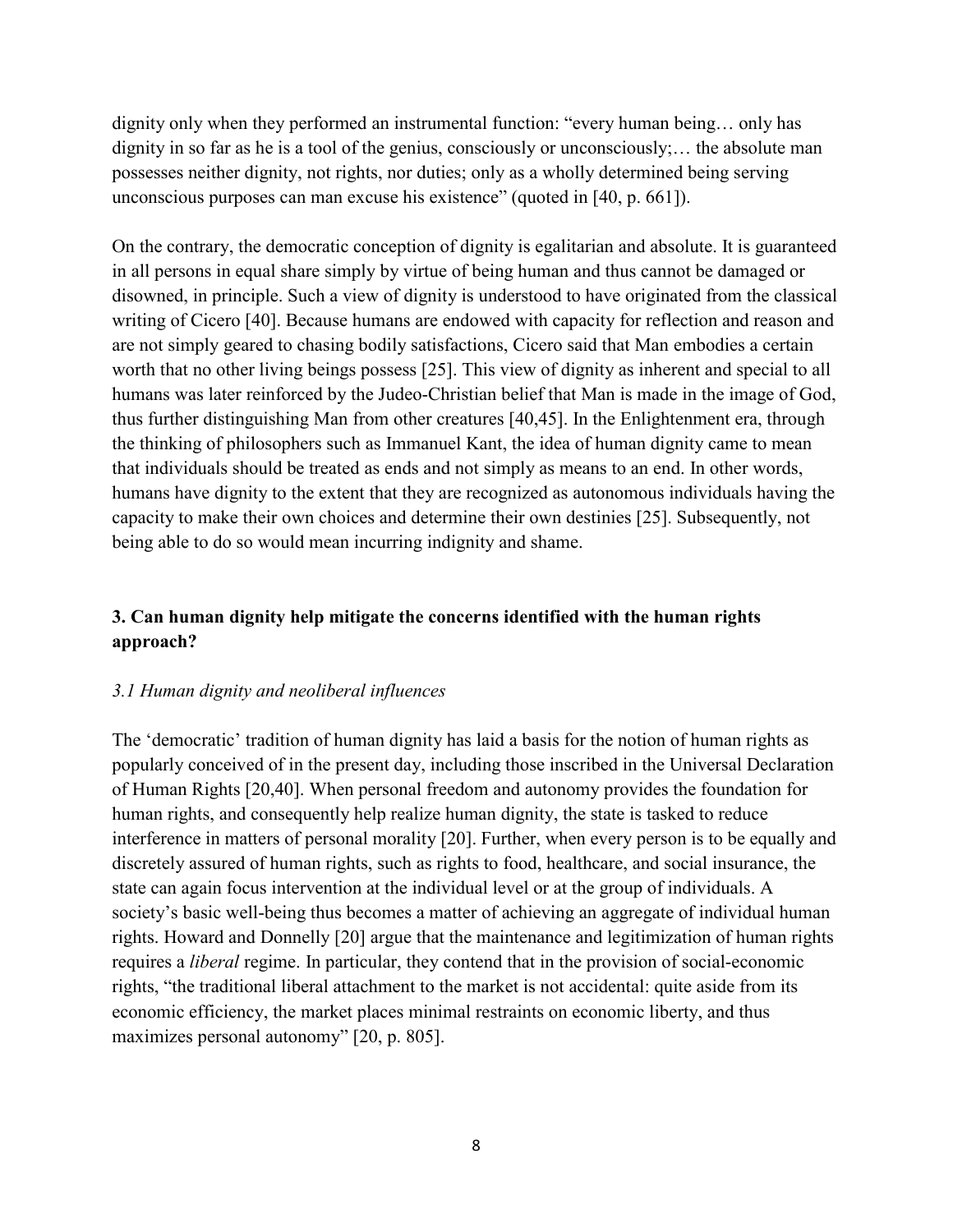dignity only when they performed an instrumental function: "every human being… only has dignity in so far as he is a tool of the genius, consciously or unconsciously;… the absolute man possesses neither dignity, not rights, nor duties; only as a wholly determined being serving unconscious purposes can man excuse his existence" (quoted in [40, p. 661]).

On the contrary, the democratic conception of dignity is egalitarian and absolute. It is guaranteed in all persons in equal share simply by virtue of being human and thus cannot be damaged or disowned, in principle. Such a view of dignity is understood to have originated from the classical writing of Cicero [40]. Because humans are endowed with capacity for reflection and reason and are not simply geared to chasing bodily satisfactions, Cicero said that Man embodies a certain worth that no other living beings possess [25]. This view of dignity as inherent and special to all humans was later reinforced by the Judeo-Christian belief that Man is made in the image of God, thus further distinguishing Man from other creatures [40,45]. In the Enlightenment era, through the thinking of philosophers such as Immanuel Kant, the idea of human dignity came to mean that individuals should be treated as ends and not simply as means to an end. In other words, humans have dignity to the extent that they are recognized as autonomous individuals having the capacity to make their own choices and determine their own destinies [25]. Subsequently, not being able to do so would mean incurring indignity and shame.

## 3. Can human dignity help mitigate the concerns identified with the human rights approach?

### *3.1 Human dignity and neoliberal influences*

The 'democratic' tradition of human dignity has laid a basis for the notion of human rights as popularly conceived of in the present day, including those inscribed in the Universal Declaration of Human Rights [20,40]. When personal freedom and autonomy provides the foundation for human rights, and consequently help realize human dignity, the state is tasked to reduce interference in matters of personal morality [20]. Further, when every person is to be equally and discretely assured of human rights, such as rights to food, healthcare, and social insurance, the state can again focus intervention at the individual level or at the group of individuals. A society's basic well-being thus becomes a matter of achieving an aggregate of individual human rights. Howard and Donnelly [20] argue that the maintenance and legitimization of human rights requires a *liberal* regime. In particular, they contend that in the provision of social-economic rights, "the traditional liberal attachment to the market is not accidental: quite aside from its economic efficiency, the market places minimal restraints on economic liberty, and thus maximizes personal autonomy" [20, p. 805].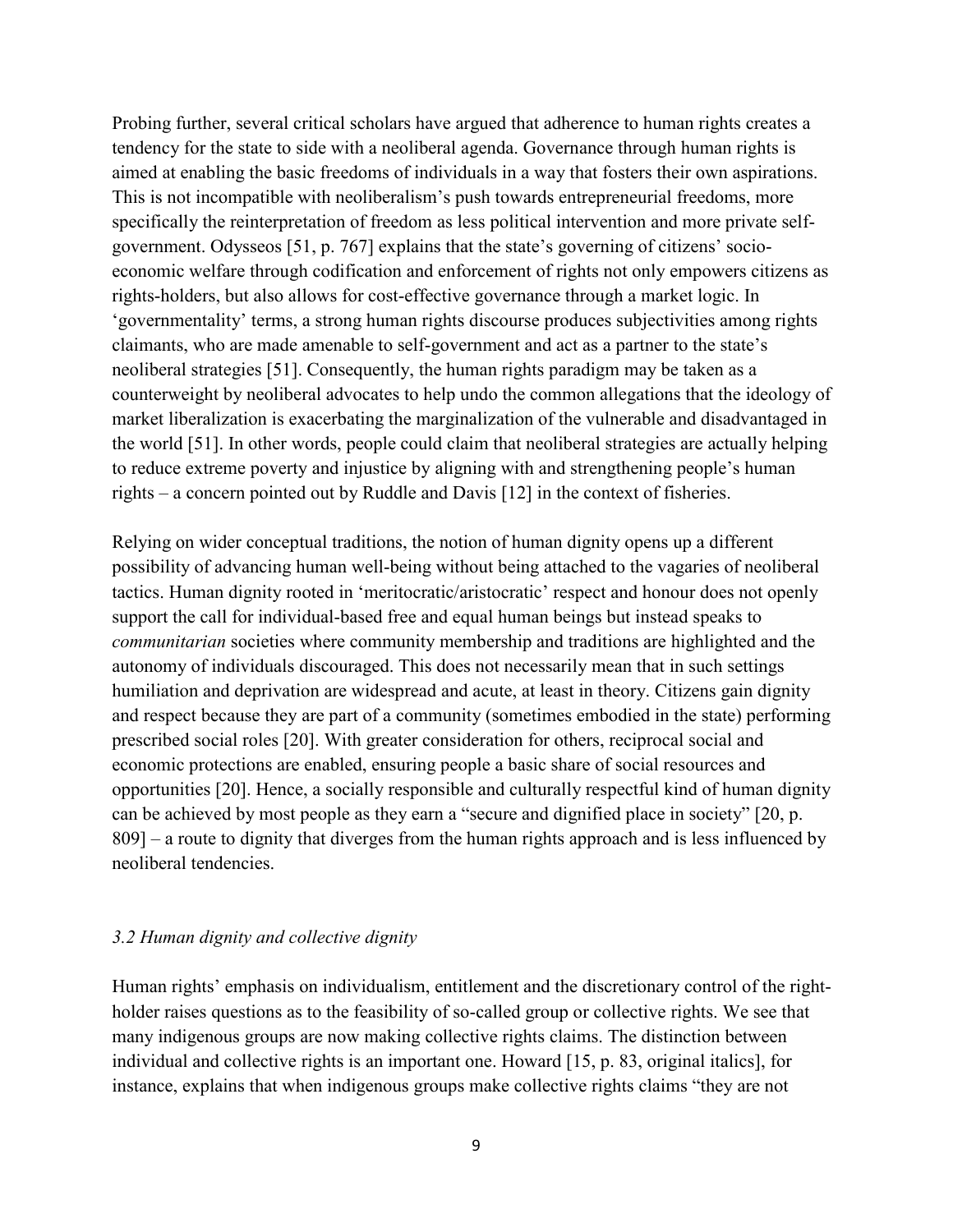Probing further, several critical scholars have argued that adherence to human rights creates a tendency for the state to side with a neoliberal agenda. Governance through human rights is aimed at enabling the basic freedoms of individuals in a way that fosters their own aspirations. This is not incompatible with neoliberalism's push towards entrepreneurial freedoms, more specifically the reinterpretation of freedom as less political intervention and more private self-government. Odysseos [51, p. 767] explains that the state's governing of citizens' socio-economic welfare through codification and enforcement of rights not only empowers citizens as rights-holders, but also allows for cost-effective governance through a market logic. In 'governmentality' terms, a strong human rights discourse produces subjectivities among rights claimants, who are made amenable to self-government and act as a partner to the state's neoliberal strategies [51]. Consequently, the human rights paradigm may be taken as a counterweight by neoliberal advocates to help undo the common allegations that the ideology of market liberalization is exacerbating the marginalization of the vulnerable and disadvantaged in the world [51]. In other words, people could claim that neoliberal strategies are actually helping to reduce extreme poverty and injustice by aligning with and strengthening people's human rights – a concern pointed out by Ruddle and Davis [12] in the context of fisheries.

Relying on wider conceptual traditions, the notion of human dignity opens up a different possibility of advancing human well-being without being attached to the vagaries of neoliberal tactics. Human dignity rooted in 'meritocratic/aristocratic' respect and honour does not openly support the call for individual-based free and equal human beings but instead speaks to *communitarian* societies where community membership and traditions are highlighted and the autonomy of individuals discouraged. This does not necessarily mean that in such settings humiliation and deprivation are widespread and acute, at least in theory. Citizens gain dignity and respect because they are part of a community (sometimes embodied in the state) performing prescribed social roles [20]. With greater consideration for others, reciprocal social and economic protections are enabled, ensuring people a basic share of social resources and opportunities [20]. Hence, a socially responsible and culturally respectful kind of human dignity can be achieved by most people as they earn a "secure and dignified place in society" [20, p. 809] – a route to dignity that diverges from the human rights approach and is less influenced by neoliberal tendencies.

### *3.2 Human dignity and collective dignity*

Human rights' emphasis on individualism, entitlement and the discretionary control of the right-holder raises questions as to the feasibility of so-called group or collective rights. We see that many indigenous groups are now making collective rights claims. The distinction between individual and collective rights is an important one. Howard [15, p. 83, original italics], for instance, explains that when indigenous groups make collective rights claims "they are not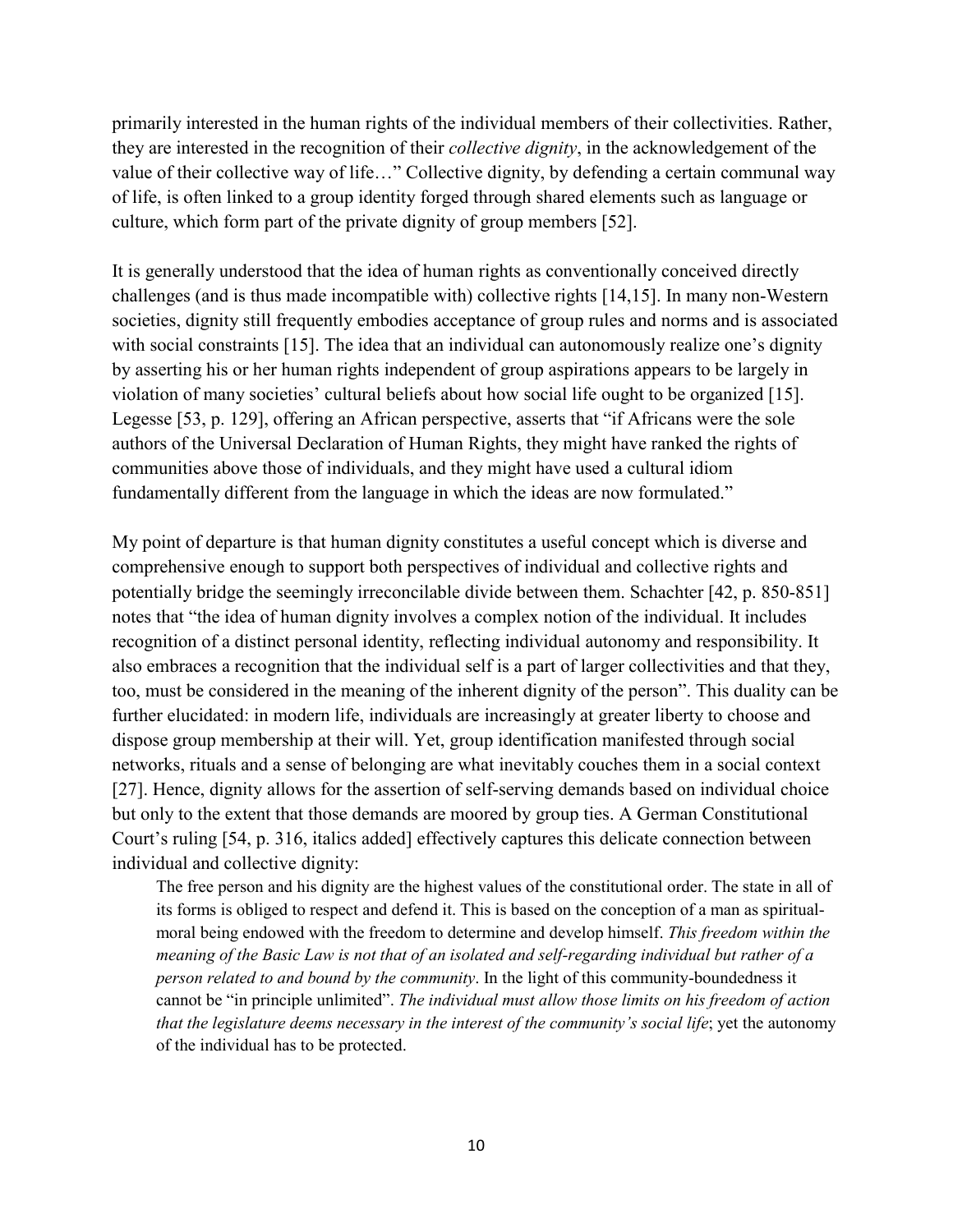primarily interested in the human rights of the individual members of their collectivities. Rather, they are interested in the recognition of their *collective dignity*, in the acknowledgement of the value of their collective way of life…" Collective dignity, by defending a certain communal way of life, is often linked to a group identity forged through shared elements such as language or culture, which form part of the private dignity of group members [52].

It is generally understood that the idea of human rights as conventionally conceived directly challenges (and is thus made incompatible with) collective rights [14,15]. In many non-Western societies, dignity still frequently embodies acceptance of group rules and norms and is associated with social constraints [15]. The idea that an individual can autonomously realize one's dignity by asserting his or her human rights independent of group aspirations appears to be largely in violation of many societies' cultural beliefs about how social life ought to be organized [15]. Legesse [53, p. 129], offering an African perspective, asserts that "if Africans were the sole authors of the Universal Declaration of Human Rights, they might have ranked the rights of communities above those of individuals, and they might have used a cultural idiom fundamentally different from the language in which the ideas are now formulated."

My point of departure is that human dignity constitutes a useful concept which is diverse and comprehensive enough to support both perspectives of individual and collective rights and potentially bridge the seemingly irreconcilable divide between them. Schachter [42, p. 850-851] notes that "the idea of human dignity involves a complex notion of the individual. It includes recognition of a distinct personal identity, reflecting individual autonomy and responsibility. It also embraces a recognition that the individual self is a part of larger collectivities and that they, too, must be considered in the meaning of the inherent dignity of the person". This duality can be further elucidated: in modern life, individuals are increasingly at greater liberty to choose and dispose group membership at their will. Yet, group identification manifested through social networks, rituals and a sense of belonging are what inevitably couches them in a social context [27]. Hence, dignity allows for the assertion of self-serving demands based on individual choice but only to the extent that those demands are moored by group ties. A German Constitutional Court's ruling [54, p. 316, italics added] effectively captures this delicate connection between individual and collective dignity:

> The free person and his dignity are the highest values of the constitutional order. The state in all of its forms is obliged to respect and defend it. This is based on the conception of a man as spiritual-moral being endowed with the freedom to determine and develop himself. *This freedom within the meaning of the Basic Law is not that of an isolated and self-regarding individual but rather of a person related to and bound by the community*. In the light of this community-boundedness it cannot be "in principle unlimited". *The individual must allow those limits on his freedom of action that the legislature deems necessary in the interest of the community's social life*; yet the autonomy of the individual has to be protected.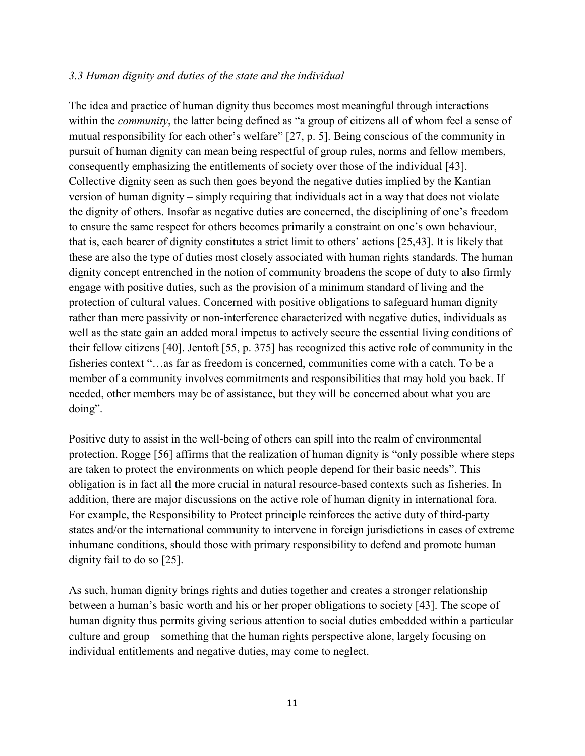### *3.3 Human dignity and duties of the state and the individual*

The idea and practice of human dignity thus becomes most meaningful through interactions within the *community*, the latter being defined as "a group of citizens all of whom feel a sense of mutual responsibility for each other's welfare" [27, p. 5]. Being conscious of the community in pursuit of human dignity can mean being respectful of group rules, norms and fellow members, consequently emphasizing the entitlements of society over those of the individual [43]. Collective dignity seen as such then goes beyond the negative duties implied by the Kantian version of human dignity – simply requiring that individuals act in a way that does not violate the dignity of others. Insofar as negative duties are concerned, the disciplining of one's freedom to ensure the same respect for others becomes primarily a constraint on one's own behaviour, that is, each bearer of dignity constitutes a strict limit to others' actions [25,43]. It is likely that these are also the type of duties most closely associated with human rights standards. The human dignity concept entrenched in the notion of community broadens the scope of duty to also firmly engage with positive duties, such as the provision of a minimum standard of living and the protection of cultural values. Concerned with positive obligations to safeguard human dignity rather than mere passivity or non-interference characterized with negative duties, individuals as well as the state gain an added moral impetus to actively secure the essential living conditions of their fellow citizens [40]. Jentoft [55, p. 375] has recognized this active role of community in the fisheries context "…as far as freedom is concerned, communities come with a catch. To be a member of a community involves commitments and responsibilities that may hold you back. If needed, other members may be of assistance, but they will be concerned about what you are doing".

Positive duty to assist in the well-being of others can spill into the realm of environmental protection. Rogge [56] affirms that the realization of human dignity is "only possible where steps are taken to protect the environments on which people depend for their basic needs". This obligation is in fact all the more crucial in natural resource-based contexts such as fisheries. In addition, there are major discussions on the active role of human dignity in international fora. For example, the Responsibility to Protect principle reinforces the active duty of third-party states and/or the international community to intervene in foreign jurisdictions in cases of extreme inhumane conditions, should those with primary responsibility to defend and promote human dignity fail to do so [25].

As such, human dignity brings rights and duties together and creates a stronger relationship between a human's basic worth and his or her proper obligations to society [43]. The scope of human dignity thus permits giving serious attention to social duties embedded within a particular culture and group – something that the human rights perspective alone, largely focusing on individual entitlements and negative duties, may come to neglect.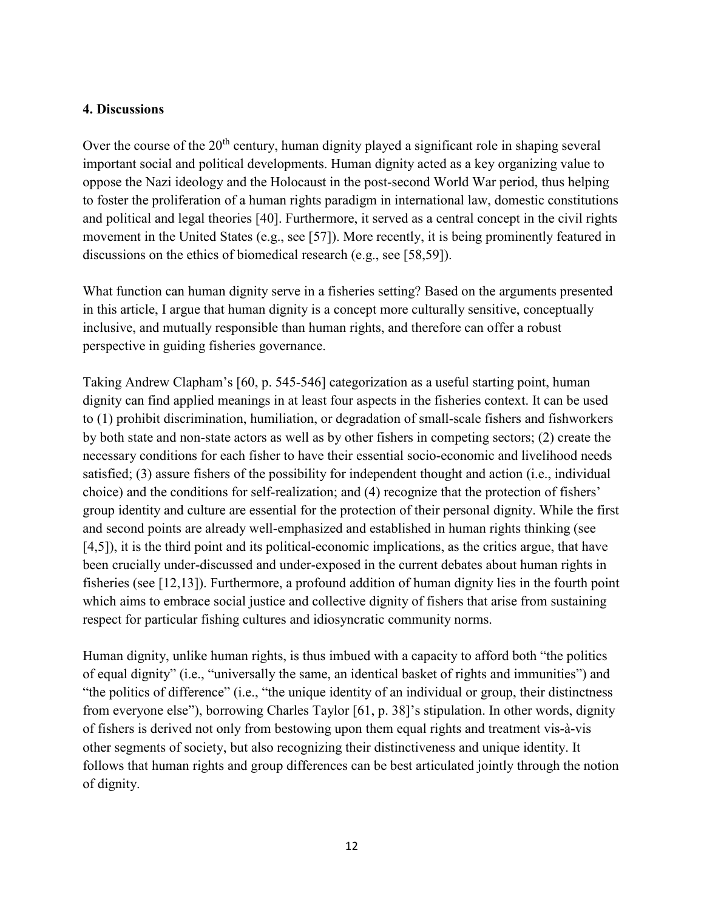## 4. Discussions

Over the course of the 20th century, human dignity played a significant role in shaping several important social and political developments. Human dignity acted as a key organizing value to oppose the Nazi ideology and the Holocaust in the post-second World War period, thus helping to foster the proliferation of a human rights paradigm in international law, domestic constitutions and political and legal theories [40]. Furthermore, it served as a central concept in the civil rights movement in the United States (e.g., see [57]). More recently, it is being prominently featured in discussions on the ethics of biomedical research (e.g., see [58,59]).

What function can human dignity serve in a fisheries setting? Based on the arguments presented in this article, I argue that human dignity is a concept more culturally sensitive, conceptually inclusive, and mutually responsible than human rights, and therefore can offer a robust perspective in guiding fisheries governance.

Taking Andrew Clapham's [60, p. 545-546] categorization as a useful starting point, human dignity can find applied meanings in at least four aspects in the fisheries context. It can be used to (1) prohibit discrimination, humiliation, or degradation of small-scale fishers and fishworkers by both state and non-state actors as well as by other fishers in competing sectors; (2) create the necessary conditions for each fisher to have their essential socio-economic and livelihood needs satisfied; (3) assure fishers of the possibility for independent thought and action (i.e., individual choice) and the conditions for self-realization; and (4) recognize that the protection of fishers' group identity and culture are essential for the protection of their personal dignity. While the first and second points are already well-emphasized and established in human rights thinking (see [4,5]), it is the third point and its political-economic implications, as the critics argue, that have been crucially under-discussed and under-exposed in the current debates about human rights in fisheries (see [12,13]). Furthermore, a profound addition of human dignity lies in the fourth point which aims to embrace social justice and collective dignity of fishers that arise from sustaining respect for particular fishing cultures and idiosyncratic community norms.

Human dignity, unlike human rights, is thus imbued with a capacity to afford both "the politics of equal dignity" (i.e., "universally the same, an identical basket of rights and immunities") and "the politics of difference" (i.e., "the unique identity of an individual or group, their distinctness from everyone else"), borrowing Charles Taylor [61, p. 38]'s stipulation. In other words, dignity of fishers is derived not only from bestowing upon them equal rights and treatment vis-à-vis other segments of society, but also recognizing their distinctiveness and unique identity. It follows that human rights and group differences can be best articulated jointly through the notion of dignity.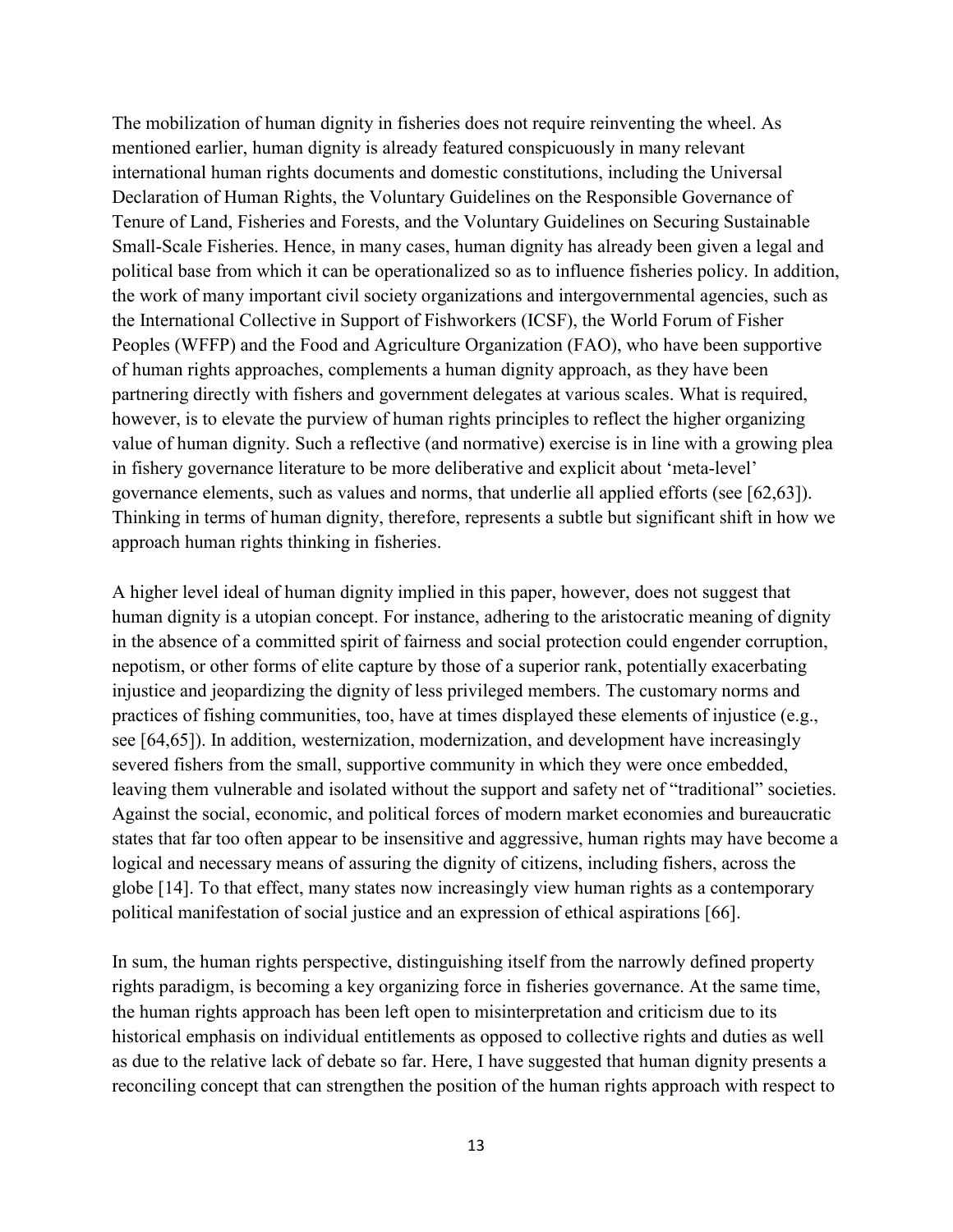The mobilization of human dignity in fisheries does not require reinventing the wheel. As mentioned earlier, human dignity is already featured conspicuously in many relevant international human rights documents and domestic constitutions, including the Universal Declaration of Human Rights, the Voluntary Guidelines on the Responsible Governance of Tenure of Land, Fisheries and Forests, and the Voluntary Guidelines on Securing Sustainable Small-Scale Fisheries. Hence, in many cases, human dignity has already been given a legal and political base from which it can be operationalized so as to influence fisheries policy. In addition, the work of many important civil society organizations and intergovernmental agencies, such as the International Collective in Support of Fishworkers (ICSF), the World Forum of Fisher Peoples (WFFP) and the Food and Agriculture Organization (FAO), who have been supportive of human rights approaches, complements a human dignity approach, as they have been partnering directly with fishers and government delegates at various scales. What is required, however, is to elevate the purview of human rights principles to reflect the higher organizing value of human dignity. Such a reflective (and normative) exercise is in line with a growing plea in fishery governance literature to be more deliberative and explicit about 'meta-level' governance elements, such as values and norms, that underlie all applied efforts (see [62,63]). Thinking in terms of human dignity, therefore, represents a subtle but significant shift in how we approach human rights thinking in fisheries.

A higher level ideal of human dignity implied in this paper, however, does not suggest that human dignity is a utopian concept. For instance, adhering to the aristocratic meaning of dignity in the absence of a committed spirit of fairness and social protection could engender corruption, nepotism, or other forms of elite capture by those of a superior rank, potentially exacerbating injustice and jeopardizing the dignity of less privileged members. The customary norms and practices of fishing communities, too, have at times displayed these elements of injustice (e.g., see [64,65]). In addition, westernization, modernization, and development have increasingly severed fishers from the small, supportive community in which they were once embedded, leaving them vulnerable and isolated without the support and safety net of "traditional" societies. Against the social, economic, and political forces of modern market economies and bureaucratic states that far too often appear to be insensitive and aggressive, human rights may have become a logical and necessary means of assuring the dignity of citizens, including fishers, across the globe [14]. To that effect, many states now increasingly view human rights as a contemporary political manifestation of social justice and an expression of ethical aspirations [66].

In sum, the human rights perspective, distinguishing itself from the narrowly defined property rights paradigm, is becoming a key organizing force in fisheries governance. At the same time, the human rights approach has been left open to misinterpretation and criticism due to its historical emphasis on individual entitlements as opposed to collective rights and duties as well as due to the relative lack of debate so far. Here, I have suggested that human dignity presents a reconciling concept that can strengthen the position of the human rights approach with respect to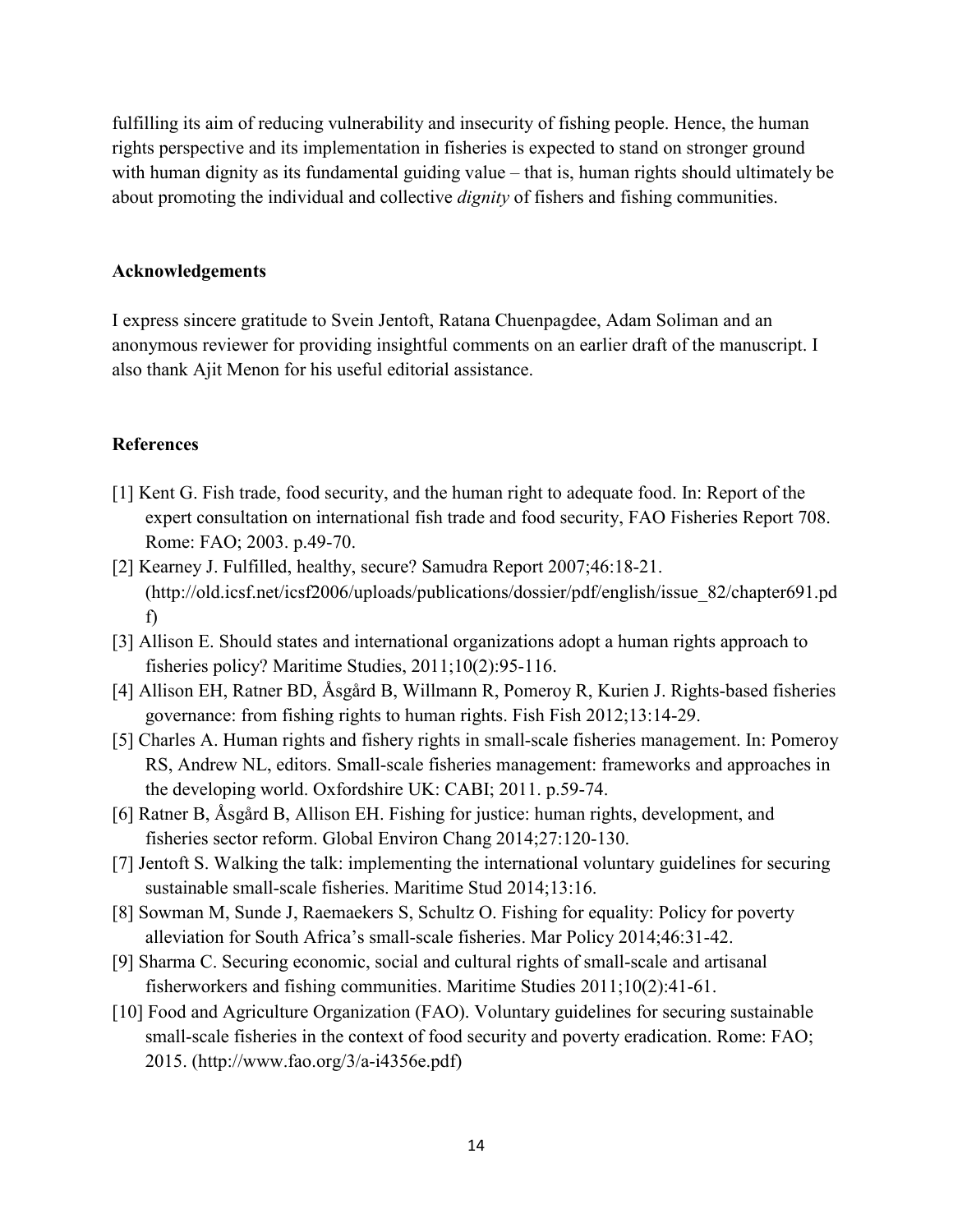fulfilling its aim of reducing vulnerability and insecurity of fishing people. Hence, the human rights perspective and its implementation in fisheries is expected to stand on stronger ground with human dignity as its fundamental guiding value – that is, human rights should ultimately be about promoting the individual and collective *dignity* of fishers and fishing communities.

## Acknowledgements

I express sincere gratitude to Svein Jentoft, Ratana Chuenpagdee, Adam Soliman and an anonymous reviewer for providing insightful comments on an earlier draft of the manuscript. I also thank Ajit Menon for his useful editorial assistance.

## References

[1] Kent G. Fish trade, food security, and the human right to adequate food. In: Report of the expert consultation on international fish trade and food security, FAO Fisheries Report 708. Rome: FAO; 2003. p.49-70.

[2] Kearney J. Fulfilled, healthy, secure? Samudra Report 2007;46:18-21. (http://old.icsf.net/icsf2006/uploads/publications/dossier/pdf/english/issue_82/chapter691.pdf)

[3] Allison E. Should states and international organizations adopt a human rights approach to fisheries policy? Maritime Studies, 2011;10(2):95-116.

[4] Allison EH, Ratner BD, Åsgård B, Willmann R, Pomeroy R, Kurien J. Rights-based fisheries governance: from fishing rights to human rights. Fish Fish 2012;13:14-29.

[5] Charles A. Human rights and fishery rights in small-scale fisheries management. In: Pomeroy RS, Andrew NL, editors. Small-scale fisheries management: frameworks and approaches in the developing world. Oxfordshire UK: CABI; 2011. p.59-74.

[6] Ratner B, Åsgård B, Allison EH. Fishing for justice: human rights, development, and fisheries sector reform. Global Environ Chang 2014;27:120-130.

[7] Jentoft S. Walking the talk: implementing the international voluntary guidelines for securing sustainable small-scale fisheries. Maritime Stud 2014;13:16.

[8] Sowman M, Sunde J, Raemaekers S, Schultz O. Fishing for equality: Policy for poverty alleviation for South Africa's small-scale fisheries. Mar Policy 2014;46:31-42.

[9] Sharma C. Securing economic, social and cultural rights of small-scale and artisanal fisherworkers and fishing communities. Maritime Studies 2011;10(2):41-61.

[10] Food and Agriculture Organization (FAO). Voluntary guidelines for securing sustainable small-scale fisheries in the context of food security and poverty eradication. Rome: FAO; 2015. (http://www.fao.org/3/a-i4356e.pdf)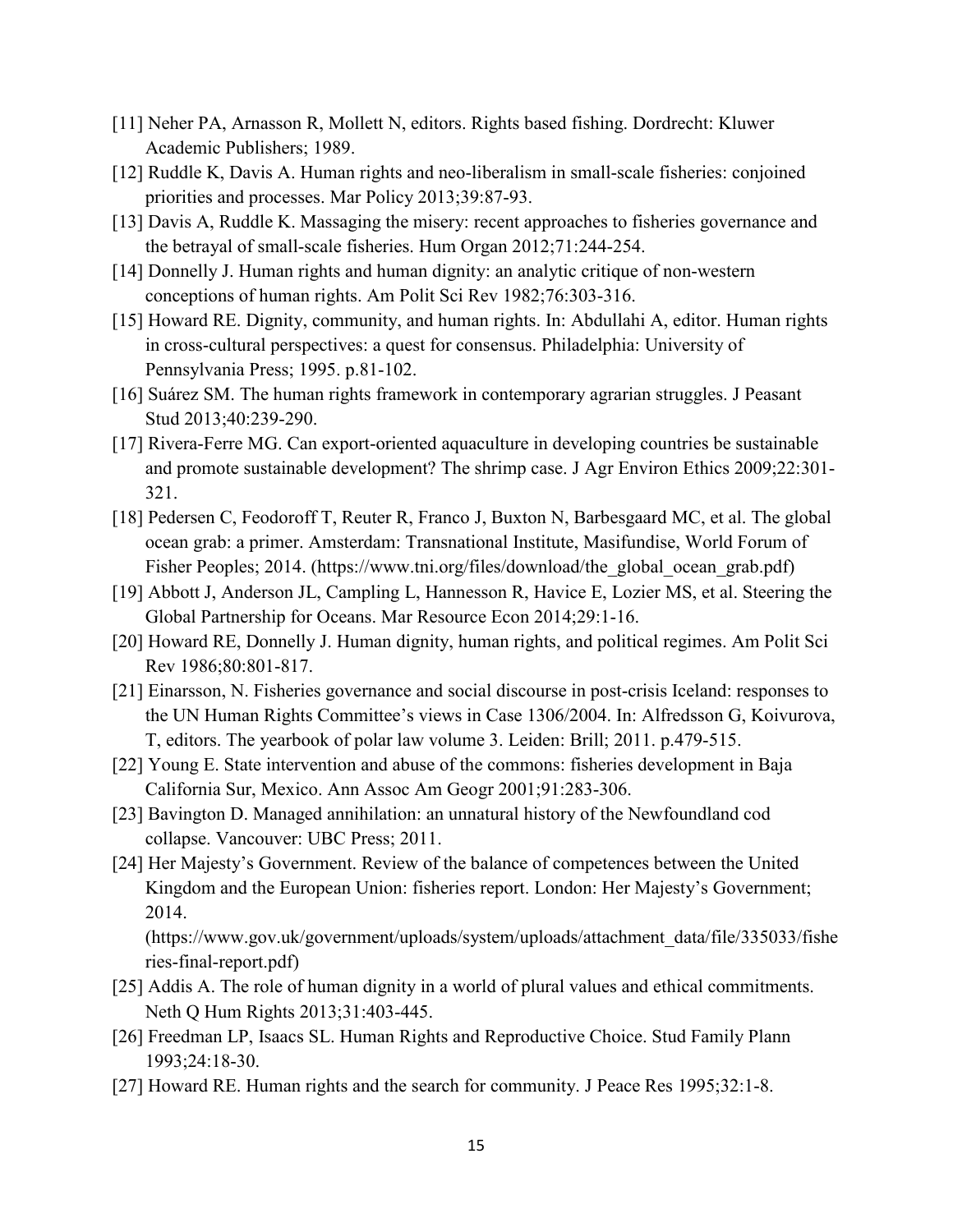[11] Neher PA, Arnasson R, Mollett N, editors. Rights based fishing. Dordrecht: Kluwer Academic Publishers; 1989.

[12] Ruddle K, Davis A. Human rights and neo-liberalism in small-scale fisheries: conjoined priorities and processes. Mar Policy 2013;39:87-93.

[13] Davis A, Ruddle K. Massaging the misery: recent approaches to fisheries governance and the betrayal of small-scale fisheries. Hum Organ 2012;71:244-254.

[14] Donnelly J. Human rights and human dignity: an analytic critique of non-western conceptions of human rights. Am Polit Sci Rev 1982;76:303-316.

[15] Howard RE. Dignity, community, and human rights. In: Abdullahi A, editor. Human rights in cross-cultural perspectives: a quest for consensus. Philadelphia: University of Pennsylvania Press; 1995. p.81-102.

[16] Suárez SM. The human rights framework in contemporary agrarian struggles. J Peasant Stud 2013;40:239-290.

[17] Rivera-Ferre MG. Can export-oriented aquaculture in developing countries be sustainable and promote sustainable development? The shrimp case. J Agr Environ Ethics 2009;22:301-321.

[18] Pedersen C, Feodoroff T, Reuter R, Franco J, Buxton N, Barbesgaard MC, et al. The global ocean grab: a primer. Amsterdam: Transnational Institute, Masifundise, World Forum of Fisher Peoples; 2014. (https://www.tni.org/files/download/the_global_ocean_grab.pdf)

[19] Abbott J, Anderson JL, Campling L, Hannesson R, Havice E, Lozier MS, et al. Steering the Global Partnership for Oceans. Mar Resource Econ 2014;29:1-16.

[20] Howard RE, Donnelly J. Human dignity, human rights, and political regimes. Am Polit Sci Rev 1986;80:801-817.

[21] Einarsson, N. Fisheries governance and social discourse in post-crisis Iceland: responses to the UN Human Rights Committee's views in Case 1306/2004. In: Alfredsson G, Koivurova, T, editors. The yearbook of polar law volume 3. Leiden: Brill; 2011. p.479-515.

[22] Young E. State intervention and abuse of the commons: fisheries development in Baja California Sur, Mexico. Ann Assoc Am Geogr 2001;91:283-306.

[23] Bavington D. Managed annihilation: an unnatural history of the Newfoundland cod collapse. Vancouver: UBC Press; 2011.

[24] Her Majesty's Government. Review of the balance of competences between the United Kingdom and the European Union: fisheries report. London: Her Majesty's Government; 2014. (https://www.gov.uk/government/uploads/system/uploads/attachment_data/file/335033/fisheries-final-report.pdf)

[25] Addis A. The role of human dignity in a world of plural values and ethical commitments. Neth Q Hum Rights 2013;31:403-445.

[26] Freedman LP, Isaacs SL. Human Rights and Reproductive Choice. Stud Family Plann 1993;24:18-30.

[27] Howard RE. Human rights and the search for community. J Peace Res 1995;32:1-8.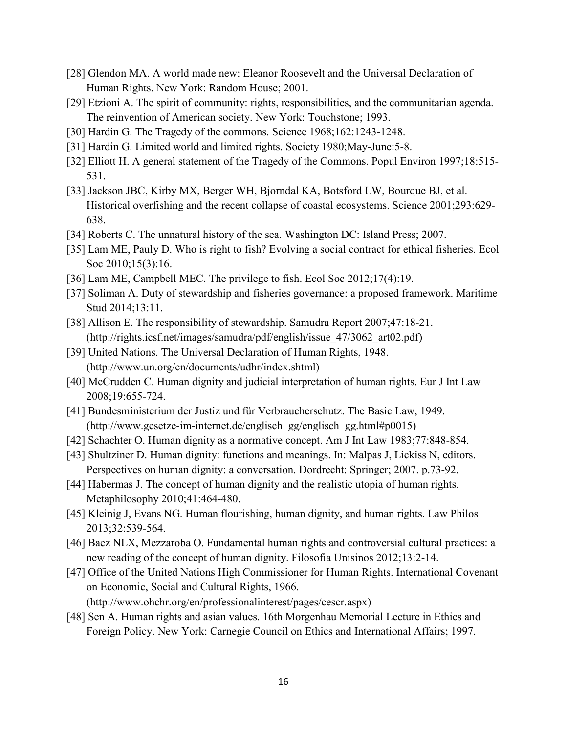[28] Glendon MA. A world made new: Eleanor Roosevelt and the Universal Declaration of Human Rights. New York: Random House; 2001.

[29] Etzioni A. The spirit of community: rights, responsibilities, and the communitarian agenda. The reinvention of American society. New York: Touchstone; 1993.

[30] Hardin G. The Tragedy of the commons. Science 1968;162:1243-1248.

[31] Hardin G. Limited world and limited rights. Society 1980;May-June:5-8.

[32] Elliott H. A general statement of the Tragedy of the Commons. Popul Environ 1997;18:515-531.

[33] Jackson JBC, Kirby MX, Berger WH, Bjorndal KA, Botsford LW, Bourque BJ, et al. Historical overfishing and the recent collapse of coastal ecosystems. Science 2001;293:629-638.

[34] Roberts C. The unnatural history of the sea. Washington DC: Island Press; 2007.

[35] Lam ME, Pauly D. Who is right to fish? Evolving a social contract for ethical fisheries. Ecol Soc 2010;15(3):16.

[36] Lam ME, Campbell MEC. The privilege to fish. Ecol Soc 2012;17(4):19.

[37] Soliman A. Duty of stewardship and fisheries governance: a proposed framework. Maritime Stud 2014;13:11.

[38] Allison E. The responsibility of stewardship. Samudra Report 2007;47:18-21. (http://rights.icsf.net/images/samudra/pdf/english/issue_47/3062_art02.pdf)

[39] United Nations. The Universal Declaration of Human Rights, 1948. (http://www.un.org/en/documents/udhr/index.shtml)

[40] McCrudden C. Human dignity and judicial interpretation of human rights. Eur J Int Law 2008;19:655-724.

[41] Bundesministerium der Justiz und für Verbraucherschutz. The Basic Law, 1949. (http://www.gesetze-im-internet.de/englisch_gg/englisch_gg.html#p0015)

[42] Schachter O. Human dignity as a normative concept. Am J Int Law 1983;77:848-854.

[43] Shultziner D. Human dignity: functions and meanings. In: Malpas J, Lickiss N, editors. Perspectives on human dignity: a conversation. Dordrecht: Springer; 2007. p.73-92.

[44] Habermas J. The concept of human dignity and the realistic utopia of human rights. Metaphilosophy 2010;41:464-480.

[45] Kleinig J, Evans NG. Human flourishing, human dignity, and human rights. Law Philos 2013;32:539-564.

[46] Baez NLX, Mezzaroba O. Fundamental human rights and controversial cultural practices: a new reading of the concept of human dignity. Filosofia Unisinos 2012;13:2-14.

[47] Office of the United Nations High Commissioner for Human Rights. International Covenant on Economic, Social and Cultural Rights, 1966. (http://www.ohchr.org/en/professionalinterest/pages/cescr.aspx)

[48] Sen A. Human rights and asian values. 16th Morgenhau Memorial Lecture in Ethics and Foreign Policy. New York: Carnegie Council on Ethics and International Affairs; 1997.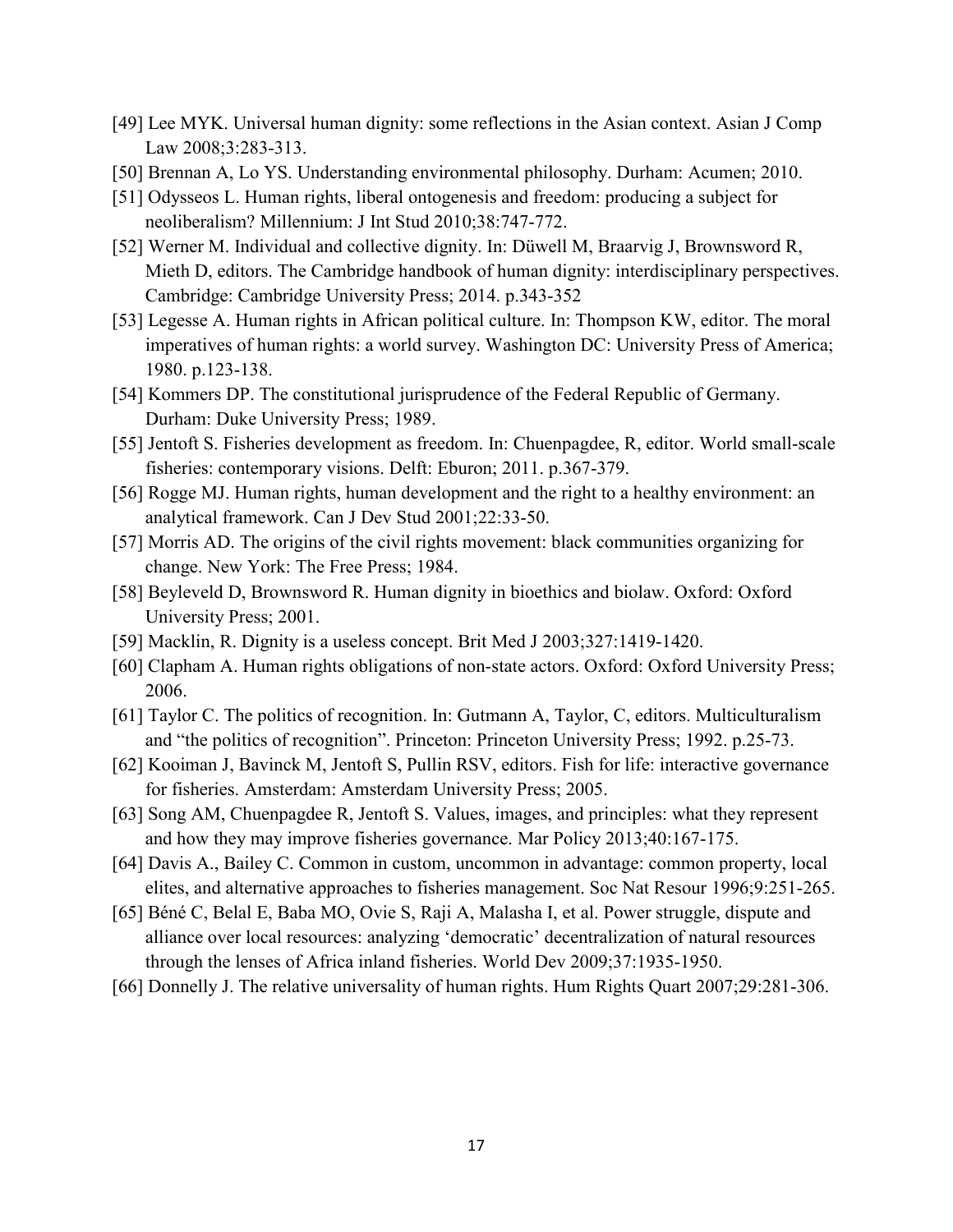[49] Lee MYK. Universal human dignity: some reflections in the Asian context. Asian J Comp Law 2008;3:283-313.

[50] Brennan A, Lo YS. Understanding environmental philosophy. Durham: Acumen; 2010.

[51] Odysseos L. Human rights, liberal ontogenesis and freedom: producing a subject for neoliberalism? Millennium: J Int Stud 2010;38:747-772.

[52] Werner M. Individual and collective dignity. In: Düwell M, Braarvig J, Brownsword R, Mieth D, editors. The Cambridge handbook of human dignity: interdisciplinary perspectives. Cambridge: Cambridge University Press; 2014. p.343-352

[53] Legesse A. Human rights in African political culture. In: Thompson KW, editor. The moral imperatives of human rights: a world survey. Washington DC: University Press of America; 1980. p.123-138.

[54] Kommers DP. The constitutional jurisprudence of the Federal Republic of Germany. Durham: Duke University Press; 1989.

[55] Jentoft S. Fisheries development as freedom. In: Chuenpagdee, R, editor. World small-scale fisheries: contemporary visions. Delft: Eburon; 2011. p.367-379.

[56] Rogge MJ. Human rights, human development and the right to a healthy environment: an analytical framework. Can J Dev Stud 2001;22:33-50.

[57] Morris AD. The origins of the civil rights movement: black communities organizing for change. New York: The Free Press; 1984.

[58] Beyleveld D, Brownsword R. Human dignity in bioethics and biolaw. Oxford: Oxford University Press; 2001.

[59] Macklin, R. Dignity is a useless concept. Brit Med J 2003;327:1419-1420.

[60] Clapham A. Human rights obligations of non-state actors. Oxford: Oxford University Press; 2006.

[61] Taylor C. The politics of recognition. In: Gutmann A, Taylor, C, editors. Multiculturalism and "the politics of recognition". Princeton: Princeton University Press; 1992. p.25-73.

[62] Kooiman J, Bavinck M, Jentoft S, Pullin RSV, editors. Fish for life: interactive governance for fisheries. Amsterdam: Amsterdam University Press; 2005.

[63] Song AM, Chuenpagdee R, Jentoft S. Values, images, and principles: what they represent and how they may improve fisheries governance. Mar Policy 2013;40:167-175.

[64] Davis A., Bailey C. Common in custom, uncommon in advantage: common property, local elites, and alternative approaches to fisheries management. Soc Nat Resour 1996;9:251-265.

[65] Béné C, Belal E, Baba MO, Ovie S, Raji A, Malasha I, et al. Power struggle, dispute and alliance over local resources: analyzing 'democratic' decentralization of natural resources through the lenses of Africa inland fisheries. World Dev 2009;37:1935-1950.

[66] Donnelly J. The relative universality of human rights. Hum Rights Quart 2007;29:281-306.